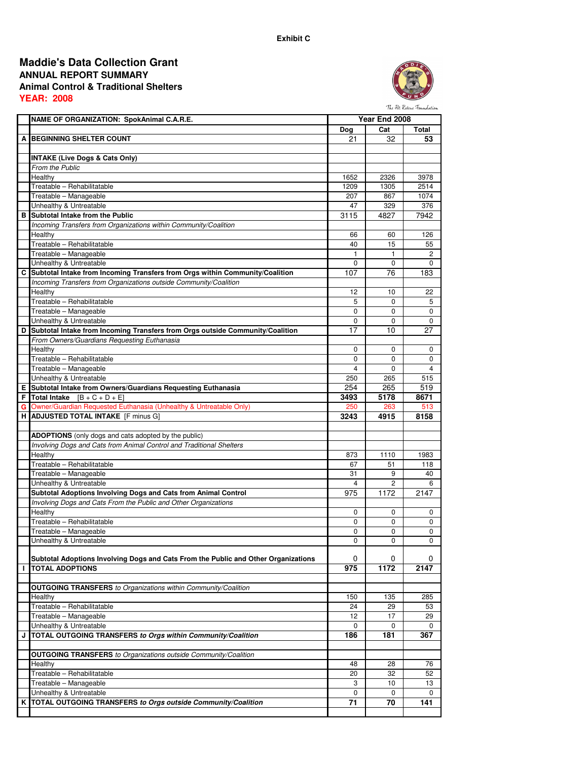Exhibit C

# Maddie's Data Collection Grant

## ANNUAL REPORT SUMMARY

### Animal Control & Traditional Shelters

**YEAR: 2008**

The Pet Rescue Foundation

| | NAME OF ORGANIZATION: SpokAnimal C.A.R.E. | Year End 2008 | | |
|---|---|---|---|---|
| | | Dog | Cat | Total |
| A | **BEGINNING SHELTER COUNT** | 21 | 32 | **53** |
| | | | | |
| | **INTAKE (Live Dogs & Cats Only)** | | | |
| | *From the Public* | | | |
| | Healthy | 1652 | 2326 | 3978 |
| | Treatable – Rehabilitatable | 1209 | 1305 | 2514 |
| | Treatable – Manageable | 207 | 867 | 1074 |
| | Unhealthy & Untreatable | 47 | 329 | 376 |
| B | **Subtotal Intake from the Public** | 3115 | 4827 | 7942 |
| | *Incoming Transfers from Organizations within Community/Coalition* | | | |
| | Healthy | 66 | 60 | 126 |
| | Treatable – Rehabilitatable | 40 | 15 | 55 |
| | Treatable – Manageable | 1 | 1 | 2 |
| | Unhealthy & Untreatable | 0 | 0 | 0 |
| C | **Subtotal Intake from Incoming Transfers from Orgs within Community/Coalition** | 107 | 76 | 183 |
| | *Incoming Transfers from Organizations outside Community/Coalition* | | | |
| | Healthy | 12 | 10 | 22 |
| | Treatable – Rehabilitatable | 5 | 0 | 5 |
| | Treatable – Manageable | 0 | 0 | 0 |
| | Unhealthy & Untreatable | 0 | 0 | 0 |
| D | **Subtotal Intake from Incoming Transfers from Orgs outside Community/Coalition** | 17 | 10 | 27 |
| | *From Owners/Guardians Requesting Euthanasia* | | | |
| | Healthy | 0 | 0 | 0 |
| | Treatable – Rehabilitatable | 0 | 0 | 0 |
| | Treatable – Manageable | 4 | 0 | 4 |
| | Unhealthy & Untreatable | 250 | 265 | 515 |
| E | **Subtotal Intake from Owners/Guardians Requesting Euthanasia** | 254 | 265 | 519 |
| F | **Total Intake** [B + C + D + E] | **3493** | **5178** | **8671** |
| G | Owner/Guardian Requested Euthanasia (Unhealthy & Untreatable Only) | 250 | 263 | 513 |
| H | **ADJUSTED TOTAL INTAKE** [F minus G] | **3243** | **4915** | **8158** |
| | | | | |
| | **ADOPTIONS** (only dogs and cats adopted by the public) | | | |
| | *Involving Dogs and Cats from Animal Control and Traditional Shelters* | | | |
| | Healthy | 873 | 1110 | 1983 |
| | Treatable – Rehabilitatable | 67 | 51 | 118 |
| | Treatable – Manageable | 31 | 9 | 40 |
| | Unhealthy & Untreatable | 4 | 2 | 6 |
| | **Subtotal Adoptions Involving Dogs and Cats from Animal Control** | 975 | 1172 | 2147 |
| | *Involving Dogs and Cats From the Public and Other Organizations* | | | |
| | Healthy | 0 | 0 | 0 |
| | Treatable – Rehabilitatable | 0 | 0 | 0 |
| | Treatable – Manageable | 0 | 0 | 0 |
| | Unhealthy & Untreatable | 0 | 0 | 0 |
| | **Subtotal Adoptions Involving Dogs and Cats From the Public and Other Organizations** | 0 | 0 | 0 |
| I | **TOTAL ADOPTIONS** | **975** | **1172** | **2147** |
| | | | | |
| | **OUTGOING TRANSFERS** *to Organizations within Community/Coalition* | | | |
| | Healthy | 150 | 135 | 285 |
| | Treatable – Rehabilitatable | 24 | 29 | 53 |
| | Treatable – Manageable | 12 | 17 | 29 |
| | Unhealthy & Untreatable | 0 | 0 | 0 |
| J | ***TOTAL OUTGOING TRANSFERS to Orgs within Community/Coalition*** | **186** | **181** | **367** |
| | | | | |
| | **OUTGOING TRANSFERS** *to Organizations outside Community/Coalition* | | | |
| | Healthy | 48 | 28 | 76 |
| | Treatable – Rehabilitatable | 20 | 32 | 52 |
| | Treatable – Manageable | 3 | 10 | 13 |
| | Unhealthy & Untreatable | 0 | 0 | 0 |
| K | ***TOTAL OUTGOING TRANSFERS to Orgs outside Community/Coalition*** | **71** | **70** | **141** |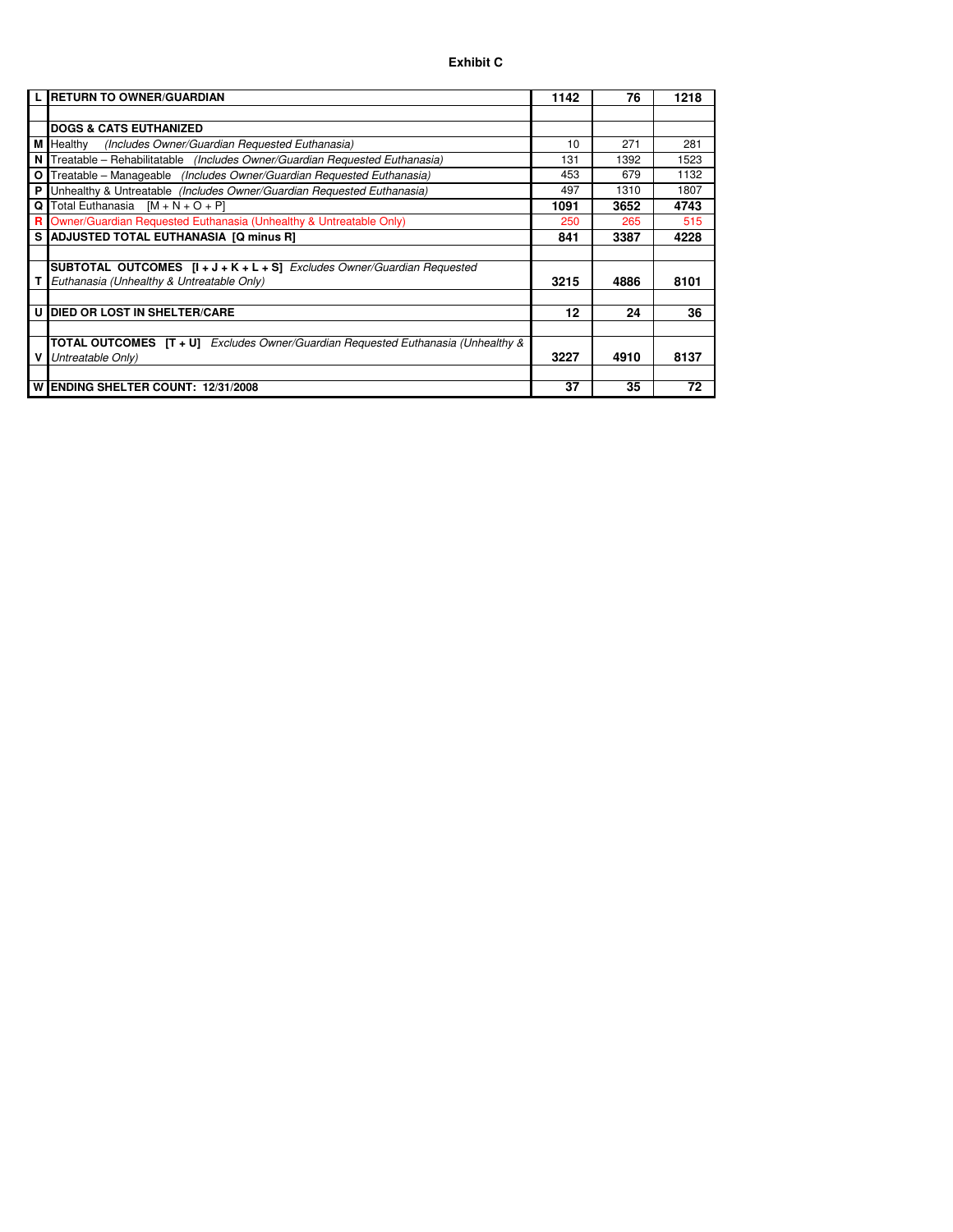**Exhibit C**

| | | | | |
|---|---|---|---|---|
| L | **RETURN TO OWNER/GUARDIAN** | **1142** | **76** | **1218** |
| | | | | |
| | **DOGS & CATS EUTHANIZED** | | | |
| M | Healthy *(Includes Owner/Guardian Requested Euthanasia)* | 10 | 271 | 281 |
| N | Treatable – Rehabilitatable *(Includes Owner/Guardian Requested Euthanasia)* | 131 | 1392 | 1523 |
| O | Treatable – Manageable *(Includes Owner/Guardian Requested Euthanasia)* | 453 | 679 | 1132 |
| P | Unhealthy & Untreatable *(Includes Owner/Guardian Requested Euthanasia)* | 497 | 1310 | 1807 |
| Q | Total Euthanasia [M + N + O + P] | **1091** | **3652** | **4743** |
| R | Owner/Guardian Requested Euthanasia (Unhealthy & Untreatable Only) | 250 | 265 | 515 |
| S | **ADJUSTED TOTAL EUTHANASIA [Q minus R]** | **841** | **3387** | **4228** |
| | | | | |
| T | **SUBTOTAL OUTCOMES [I + J + K + L + S]** *Excludes Owner/Guardian Requested Euthanasia (Unhealthy & Untreatable Only)* | **3215** | **4886** | **8101** |
| | | | | |
| U | **DIED OR LOST IN SHELTER/CARE** | **12** | **24** | **36** |
| | | | | |
| V | **TOTAL OUTCOMES [T + U]** *Excludes Owner/Guardian Requested Euthanasia (Unhealthy & Untreatable Only)* | **3227** | **4910** | **8137** |
| | | | | |
| W | **ENDING SHELTER COUNT: 12/31/2008** | **37** | **35** | **72** |